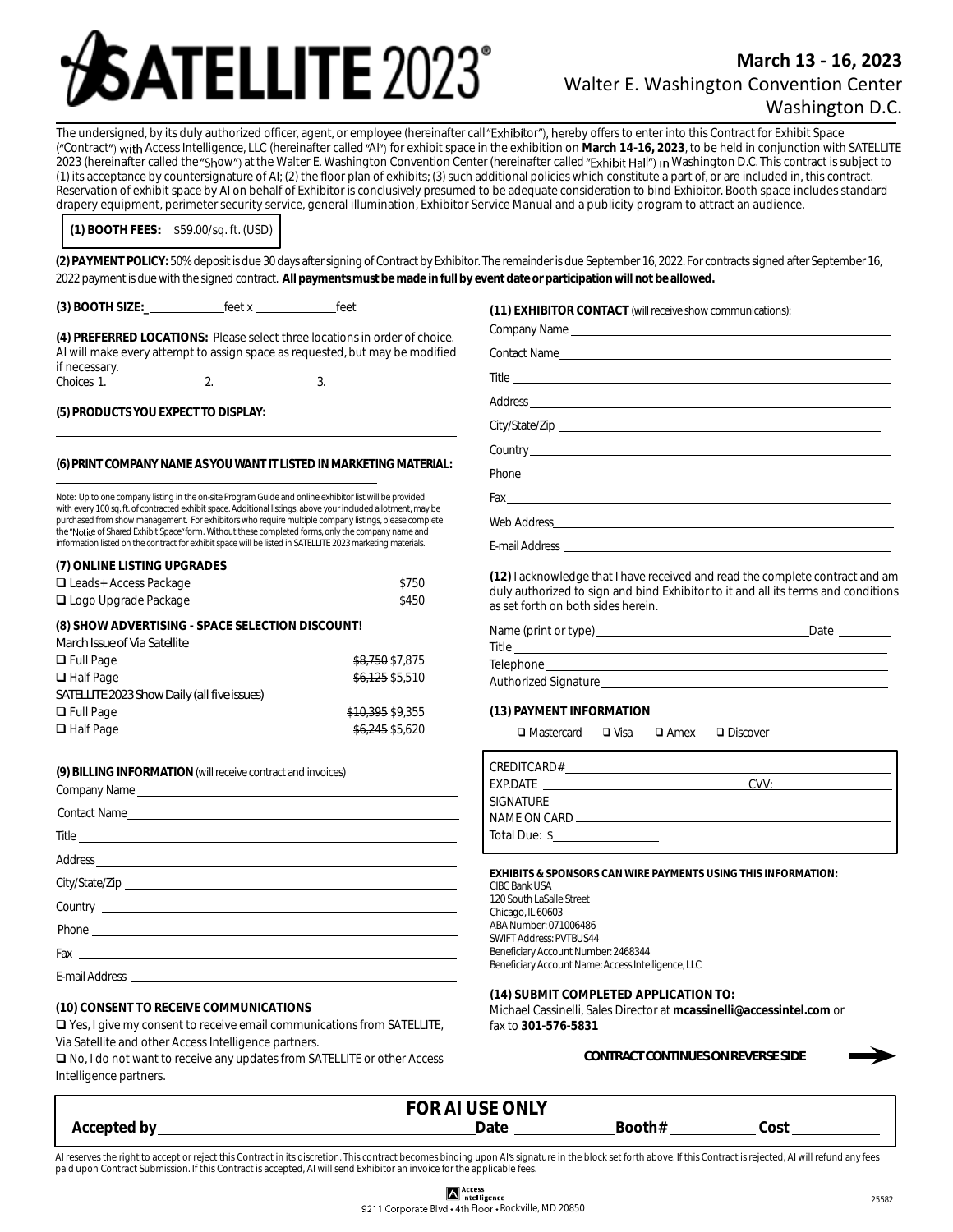# SATELLITE 2023®

**March 13 - 16, 2023**
Walter E. Washington Convention Center
Washington D.C.

The undersigned, by its duly authorized officer, agent, or employee (hereinafter call "Exhibitor"), hereby offers to enter into this Contract for Exhibit Space ("Contract") with Access Intelligence, LLC (hereinafter called "AI") for exhibit space in the exhibition on **March 14-16, 2023**, to be held in conjunction with SATELLITE 2023 (hereinafter called the "Show") at the Walter E. Washington Convention Center (hereinafter called "Exhibit Hall") in Washington D.C. This contract is subject to (1) its acceptance by countersignature of AI; (2) the floor plan of exhibits; (3) such additional policies which constitute a part of, or are included in, this contract. Reservation of exhibit space by AI on behalf of Exhibitor is conclusively presumed to be adequate consideration to bind Exhibitor. Booth space includes standard drapery equipment, perimeter security service, general illumination, Exhibitor Service Manual and a publicity program to attract an audience.

**(1) BOOTH FEES:** $59.00/sq. ft. (USD)

**(2) PAYMENT POLICY:** 50% deposit is due 30 days after signing of Contract by Exhibitor. The remainder is due September 16, 2022. For contracts signed after September 16, 2022 payment is due with the signed contract. **All payments must be made in full by event date or participation will not be allowed.**

**(3) BOOTH SIZE:** ____________ feet x ____________ feet

**(4) PREFERRED LOCATIONS:** Please select three locations in order of choice. AI will make every attempt to assign space as requested, but may be modified if necessary.
Choices 1.____________ 2.____________ 3.____________

**(5) PRODUCTS YOU EXPECT TO DISPLAY:**

______________________________________________

**(6) PRINT COMPANY NAME AS YOU WANT IT LISTED IN MARKETING MATERIAL:**

______________________________________________

Note: Up to one company listing in the on-site Program Guide and online exhibitor list will be provided with every 100 sq. ft. of contracted exhibit space. Additional listings, above your included allotment, may be purchased from show management. For exhibitors who require multiple company listings, please complete the "Notice of Shared Exhibit Space" form. Without these completed forms, only the company name and information listed on the contract for exhibit space will be listed in SATELLITE 2023 marketing materials.

**(7) ONLINE LISTING UPGRADES**

- ❑ Leads+ Access Package — $750
- ❑ Logo Upgrade Package — $450

**(8) SHOW ADVERTISING - SPACE SELECTION DISCOUNT!**

*March Issue of Via Satellite*

- ❑ Full Page — ~~$8,750~~ $7,875
- ❑ Half Page — ~~$6,125~~ $5,510

*SATELLITE 2023 Show Daily (all five issues)*

- ❑ Full Page — ~~$10,395~~ $9,355
- ❑ Half Page — ~~$6,245~~ $5,620

**(9) BILLING INFORMATION** (will receive contract and invoices)

Company Name ______________________
Contact Name ______________________
Title ______________________
Address ______________________
City/State/Zip ______________________
Country ______________________
Phone ______________________
Fax ______________________
E-mail Address ______________________

**(10) CONSENT TO RECEIVE COMMUNICATIONS**

❑ Yes, I give my consent to receive email communications from SATELLITE, Via Satellite and other Access Intelligence partners.
❑ No, I do not want to receive any updates from SATELLITE or other Access Intelligence partners.

**(11) EXHIBITOR CONTACT** (will receive show communications):

Company Name ______________________
Contact Name ______________________
Title ______________________
Address ______________________
City/State/Zip ______________________
Country ______________________
Phone ______________________
Fax ______________________
Web Address ______________________
E-mail Address ______________________

**(12)** I acknowledge that I have received and read the complete contract and am duly authorized to sign and bind Exhibitor to it and all its terms and conditions as set forth on both sides herein.

Name (print or type) ______________________ Date ________
Title ______________________
Telephone ______________________
Authorized Signature ______________________

**(13) PAYMENT INFORMATION**

❑ Mastercard ❑ Visa ❑ Amex ❑ Discover

CREDITCARD# ______________________
EXP.DATE ______________ CVV: ________
SIGNATURE ______________________
NAME ON CARD ______________________
Total Due: $______________

**EXHIBITS & SPONSORS CAN WIRE PAYMENTS USING THIS INFORMATION:**
CIBC Bank USA
120 South LaSalle Street
Chicago, IL 60603
ABA Number: 071006486
SWIFT Address: PVTBUS44
Beneficiary Account Number: 2468344
Beneficiary Account Name: Access Intelligence, LLC

**(14) SUBMIT COMPLETED APPLICATION TO:**
Michael Cassinelli, Sales Director at **mcassinelli@accessintel.com** or fax to **301-576-5831**

**CONTRACT CONTINUES ON REVERSE SIDE** ➡

**FOR AI USE ONLY**

**Accepted by** ______________________ **Date** ________ **Booth#** ________ **Cost** ________

AI reserves the right to accept or reject this Contract in its discretion. This contract becomes binding upon AI's signature in the block set forth above. If this Contract is rejected, AI will refund any fees paid upon Contract Submission. If this Contract is accepted, AI will send Exhibitor an invoice for the applicable fees.

Access Intelligence
9211 Corporate Blvd • 4th Floor • Rockville, MD 20850

25582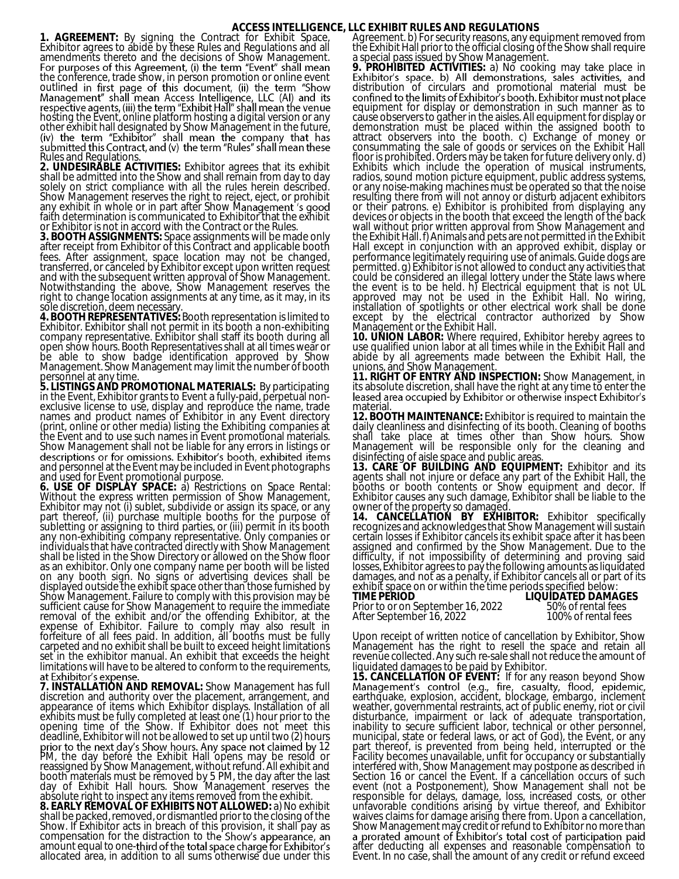# ACCESS INTELLIGENCE, LLC EXHIBIT RULES AND REGULATIONS

**1. AGREEMENT:** By signing the Contract for Exhibit Space, Exhibitor agrees to abide by these Rules and Regulations and all amendments thereto and the decisions of Show Management. For purposes of this Agreement, (i) the term "Event" shall mean the conference, trade show, in person promotion or online event outlined in first page of this document, (ii) the term "Show Management" shall mean Access Intelligence, LLC (AI) and its respective agents, (iii) the term "Exhibit Hall" shall mean the venue hosting the Event, online platform hosting a digital version or any other exhibit hall designated by Show Management in the future, (iv) the term "Exhibitor" shall mean the company that has submitted this Contract, and (v) the term "Rules" shall mean these Rules and Regulations.

**2. UNDESIRABLE ACTIVITIES:** Exhibitor agrees that its exhibit shall be admitted into the Show and shall remain from day to day solely on strict compliance with all the rules herein described. Show Management reserves the right to reject, eject, or prohibit any exhibit in whole or in part after Show Management 's good faith determination is communicated to Exhibitor that the exhibit or Exhibitor is not in accord with the Contract or the Rules.

**3. BOOTH ASSIGNMENTS:** Space assignments will be made only after receipt from Exhibitor of this Contract and applicable booth fees. After assignment, space location may not be changed, transferred, or canceled by Exhibitor except upon written request and with the subsequent written approval of Show Management. Notwithstanding the above, Show Management reserves the right to change location assignments at any time, as it may, in its sole discretion, deem necessary.

**4. BOOTH REPRESENTATIVES:** Booth representation is limited to Exhibitor. Exhibitor shall not permit in its booth a non-exhibiting company representative. Exhibitor shall staff its booth during all open show hours. Booth Representatives shall at all times wear or be able to show badge identification approved by Show Management. Show Management may limit the number of booth personnel at any time.

**5. LISTINGS AND PROMOTIONAL MATERIALS:** By participating in the Event, Exhibitor grants to Event a fully-paid, perpetual non-exclusive license to use, display and reproduce the name, trade names and product names of Exhibitor in any Event directory (print, online or other media) listing the Exhibiting companies at the Event and to use such names in Event promotional materials. Show Management shall not be liable for any errors in listings or descriptions or for omissions. Exhibitor's booth, exhibited items and personnel at the Event may be included in Event photographs and used for Event promotional purpose.

**6. USE OF DISPLAY SPACE:** a) Restrictions on Space Rental: Without the express written permission of Show Management, Exhibitor may not (i) sublet, subdivide or assign its space, or any part thereof, (ii) purchase multiple booths for the purpose of subletting or assigning to third parties, or (iii) permit in its booth any non-exhibiting company representative. Only companies or individuals that have contracted directly with Show Management shall be listed in the Show Directory or allowed on the Show floor as an exhibitor. Only one company name per booth will be listed on any booth sign. No signs or advertising devices shall be displayed outside the exhibit space other than those furnished by Show Management. Failure to comply with this provision may be sufficient cause for Show Management to require the immediate removal of the exhibit and/or the offending Exhibitor, at the expense of Exhibitor. Failure to comply may also result in forfeiture of all fees paid. In addition, all booths must be fully carpeted and no exhibit shall be built to exceed height limitations set in the exhibitor manual. An exhibit that exceeds the height limitations will have to be altered to conform to the requirements, at Exhibitor's expense.

**7. INSTALLATION AND REMOVAL:** Show Management has full discretion and authority over the placement, arrangement, and appearance of items which Exhibitor displays. Installation of all exhibits must be fully completed at least one (1) hour prior to the opening time of the Show. If Exhibitor does not meet this deadline, Exhibitor will not be allowed to set up until two (2) hours prior to the next day's Show hours. Any space not claimed by 12 PM, the day before the Exhibit Hall opens may be resold or reassigned by Show Management, without refund. All exhibit and booth materials must be removed by 5 PM, the day after the last day of Exhibit Hall hours. Show Management reserves the absolute right to inspect any items removed from the exhibit.

**8. EARLY REMOVAL OF EXHIBITS NOT ALLOWED:** a) No exhibit shall be packed, removed, or dismantled prior to the closing of the Show. If Exhibitor acts in breach of this provision, it shall pay as compensation for the distraction to the Show's appearance, an amount equal to one-third of the total space charge for Exhibitor's allocated area, in addition to all sums otherwise due under this Agreement. b) For security reasons, any equipment removed from the Exhibit Hall prior to the official closing of the Show shall require a special pass issued by Show Management.

**9. PROHIBITED ACTIVITIES:** a) No cooking may take place in Exhibitor's space. b) All demonstrations, sales activities, and distribution of circulars and promotional material must be confined to the limits of Exhibitor's booth. Exhibitor must not place equipment for display or demonstration in such manner as to cause observers to gather in the aisles. All equipment for display or demonstration must be placed within the assigned booth to attract observers into the booth. c) Exchange of money or consummating the sale of goods or services on the Exhibit Hall floor is prohibited. Orders may be taken for future delivery only. d) Exhibits which include the operation of musical instruments, radios, sound motion picture equipment, public address systems, or any noise-making machines must be operated so that the noise resulting there from will not annoy or disturb adjacent exhibitors or their patrons. e) Exhibitor is prohibited from displaying any devices or objects in the booth that exceed the length of the back wall without prior written approval from Show Management and the Exhibit Hall. f) Animals and pets are not permitted in the Exhibit Hall except in conjunction with an approved exhibit, display or performance legitimately requiring use of animals. Guide dogs are permitted. g) Exhibitor is not allowed to conduct any activities that could be considered an illegal lottery under the State laws where the event is to be held. h) Electrical equipment that is not UL approved may not be used in the Exhibit Hall. No wiring, installation of spotlights or other electrical work shall be done except by the electrical contractor authorized by Show Management or the Exhibit Hall.

**10. UNION LABOR:** Where required, Exhibitor hereby agrees to use qualified union labor at all times while in the Exhibit Hall and abide by all agreements made between the Exhibit Hall, the unions, and Show Management.

**11. RIGHT OF ENTRY AND INSPECTION:** Show Management, in its absolute discretion, shall have the right at any time to enter the leased area occupied by Exhibitor or otherwise inspect Exhibitor's material.

**12. BOOTH MAINTENANCE:** Exhibitor is required to maintain the daily cleanliness and disinfecting of its booth. Cleaning of booths shall take place at times other than Show hours. Show Management will be responsible only for the cleaning and disinfecting of aisle space and public areas.

**13. CARE OF BUILDING AND EQUIPMENT:** Exhibitor and its agents shall not injure or deface any part of the Exhibit Hall, the booths or booth contents or Show equipment and decor. If Exhibitor causes any such damage, Exhibitor shall be liable to the owner of the property so damaged.

**14. CANCELLATION BY EXHIBITOR:** Exhibitor specifically recognizes and acknowledges that Show Management will sustain certain losses if Exhibitor cancels its exhibit space after it has been assigned and confirmed by the Show Management. Due to the difficulty, if not impossibility of determining and proving said losses, Exhibitor agrees to pay the following amounts as liquidated damages, and not as a penalty, if Exhibitor cancels all or part of its exhibit space on or within the time periods specified below:

| TIME PERIOD | LIQUIDATED DAMAGES |
|---|---|
| Prior to or on September 16, 2022 | 50% of rental fees |
| After September 16, 2022 | 100% of rental fees |

Upon receipt of written notice of cancellation by Exhibitor, Show Management has the right to resell the space and retain all revenue collected. Any such re-sale shall not reduce the amount of liquidated damages to be paid by Exhibitor.

**15. CANCELLATION OF EVENT:** If for any reason beyond Show Management's control (e.g., fire, casualty, flood, epidemic, earthquake, explosion, accident, blockage, embargo, inclement weather, governmental restraints, act of public enemy, riot or civil disturbance, impairment or lack of adequate transportation, inability to secure sufficient labor, technical or other personnel, municipal, state or federal laws, or act of God), the Event, or any part thereof, is prevented from being held, interrupted or the Facility becomes unavailable, unfit for occupancy or substantially interfered with, Show Management may postpone as described in Section 16 or cancel the Event. If a cancellation occurs of such event (not a Postponement), Show Management shall not be responsible for delays, damage, loss, increased costs, or other unfavorable conditions arising by virtue thereof, and Exhibitor waives claims for damage arising there from. Upon a cancellation, Show Management may credit or refund to Exhibitor no more than a prorated amount of Exhibitor's total cost of participation paid after deducting all expenses and reasonable compensation to Event. In no case, shall the amount of any credit or refund exceed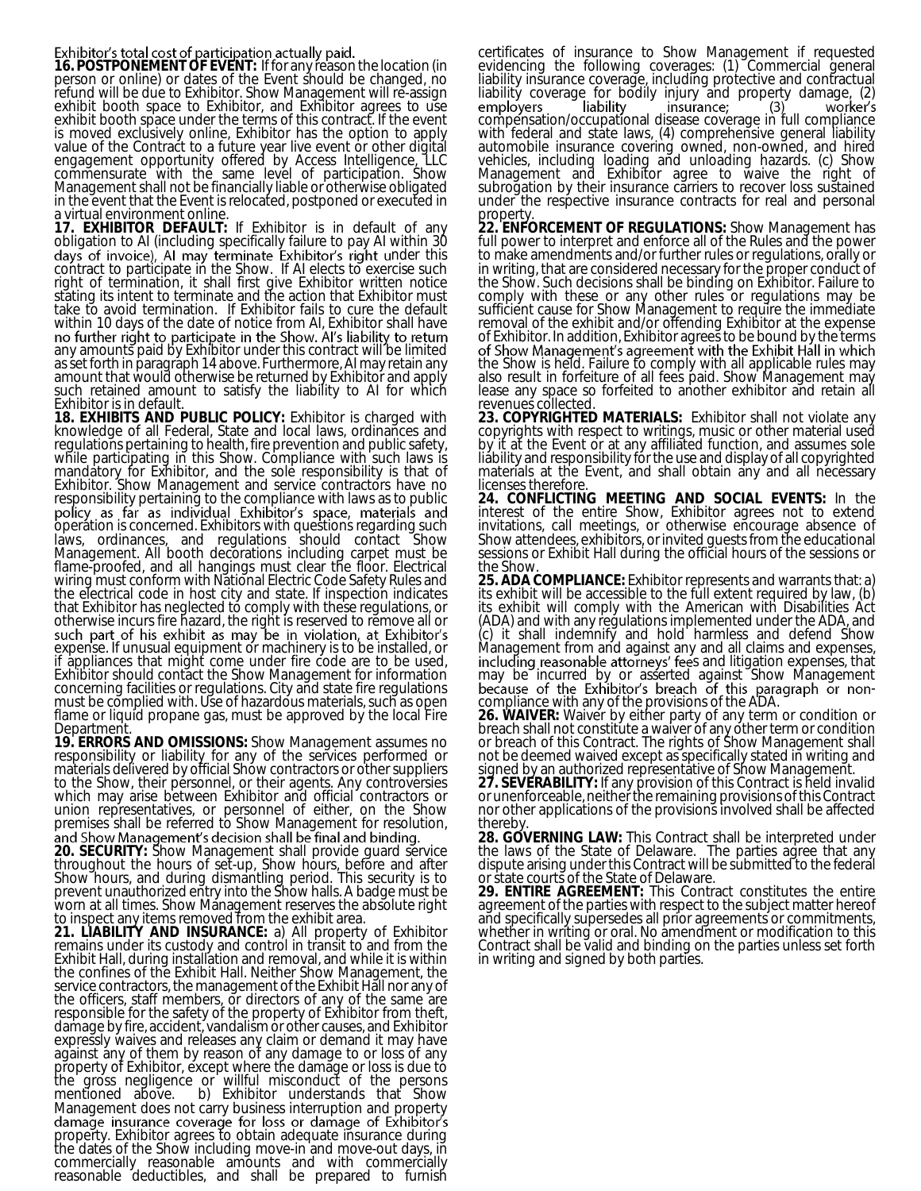Exhibitor's total cost of participation actually paid.

**16. POSTPONEMENT OF EVENT:** If for any reason the location (in person or online) or dates of the Event should be changed, no refund will be due to Exhibitor. Show Management will re-assign exhibit booth space to Exhibitor, and Exhibitor agrees to use exhibit booth space under the terms of this contract. If the event is moved exclusively online, Exhibitor has the option to apply value of the Contract to a future year live event or other digital engagement opportunity offered by Access Intelligence, LLC commensurate with the same level of participation. Show Management shall not be financially liable or otherwise obligated in the event that the Event is relocated, postponed or executed in a virtual environment online.

**17. EXHIBITOR DEFAULT:** If Exhibitor is in default of any obligation to AI (including specifically failure to pay AI within 30 days of invoice), AI may terminate Exhibitor's right under this contract to participate in the Show. If AI elects to exercise such right of termination, it shall first give Exhibitor written notice stating its intent to terminate and the action that Exhibitor must take to avoid termination. If Exhibitor fails to cure the default within 10 days of the date of notice from AI, Exhibitor shall have no further right to participate in the Show. AI's liability to return any amounts paid by Exhibitor under this contract will be limited as set forth in paragraph 14 above. Furthermore, AI may retain any amount that would otherwise be returned by Exhibitor and apply such retained amount to satisfy the liability to AI for which Exhibitor is in default.

**18. EXHIBITS AND PUBLIC POLICY:** Exhibitor is charged with knowledge of all Federal, State and local laws, ordinances and regulations pertaining to health, fire prevention and public safety, while participating in this Show. Compliance with such laws is mandatory for Exhibitor, and the sole responsibility is that of Exhibitor. Show Management and service contractors have no responsibility pertaining to the compliance with laws as to public policy as far as individual Exhibitor's space, materials and operation is concerned. Exhibitors with questions regarding such laws, ordinances, and regulations should contact Show Management. All booth decorations including carpet must be flame-proofed, and all hangings must clear the floor. Electrical wiring must conform with National Electric Code Safety Rules and the electrical code in host city and state. If inspection indicates that Exhibitor has neglected to comply with these regulations, or otherwise incurs fire hazard, the right is reserved to remove all or such part of his exhibit as may be in violation, at Exhibitor's expense. If unusual equipment or machinery is to be installed, or if appliances that might come under fire code are to be used, Exhibitor should contact the Show Management for information concerning facilities or regulations. City and state fire regulations must be complied with. Use of hazardous materials, such as open flame or liquid propane gas, must be approved by the local Fire Department.

**19. ERRORS AND OMISSIONS:** Show Management assumes no responsibility or liability for any of the services performed or materials delivered by official Show contractors or other suppliers to the Show, their personnel, or their agents. Any controversies which may arise between Exhibitor and official contractors or union representatives, or personnel of either, on the Show premises shall be referred to Show Management for resolution, and Show Management's decision shall be final and binding.

**20. SECURITY:** Show Management shall provide guard service throughout the hours of set-up, Show hours, before and after Show hours, and during dismantling period. This security is to prevent unauthorized entry into the Show halls. A badge must be worn at all times. Show Management reserves the absolute right to inspect any items removed from the exhibit area.

**21. LIABILITY AND INSURANCE:** a) All property of Exhibitor remains under its custody and control in transit to and from the Exhibit Hall, during installation and removal, and while it is within the confines of the Exhibit Hall. Neither Show Management, the service contractors, the management of the Exhibit Hall nor any of the officers, staff members, or directors of any of the same are responsible for the safety of the property of Exhibitor from theft, damage by fire, accident, vandalism or other causes, and Exhibitor expressly waives and releases any claim or demand it may have against any of them by reason of any damage to or loss of any property of Exhibitor, except where the damage or loss is due to the gross negligence or willful misconduct of the persons mentioned above. b) Exhibitor understands that Show Management does not carry business interruption and property damage insurance coverage for loss or damage of Exhibitor's property. Exhibitor agrees to obtain adequate insurance during the dates of the Show including move-in and move-out days, in commercially reasonable amounts and with commercially reasonable deductibles, and shall be prepared to furnish certificates of insurance to Show Management if requested evidencing the following coverages: (1) Commercial general liability insurance coverage, including protective and contractual liability coverage for bodily injury and property damage, (2) employers liability insurance; (3) worker's compensation/occupational disease coverage in full compliance with federal and state laws, (4) comprehensive general liability automobile insurance covering owned, non-owned, and hired vehicles, including loading and unloading hazards. (c) Show Management and Exhibitor agree to waive the right of subrogation by their insurance carriers to recover loss sustained under the respective insurance contracts for real and personal property.

**22. ENFORCEMENT OF REGULATIONS:** Show Management has full power to interpret and enforce all of the Rules and the power to make amendments and/or further rules or regulations, orally or in writing, that are considered necessary for the proper conduct of the Show. Such decisions shall be binding on Exhibitor. Failure to comply with these or any other rules or regulations may be sufficient cause for Show Management to require the immediate removal of the exhibit and/or offending Exhibitor at the expense of Exhibitor. In addition, Exhibitor agrees to be bound by the terms of Show Management's agreement with the Exhibit Hall in which the Show is held. Failure to comply with all applicable rules may also result in forfeiture of all fees paid. Show Management may lease any space so forfeited to another exhibitor and retain all revenues collected.

**23. COPYRIGHTED MATERIALS:** Exhibitor shall not violate any copyrights with respect to writings, music or other material used by it at the Event or at any affiliated function, and assumes sole liability and responsibility for the use and display of all copyrighted materials at the Event, and shall obtain any and all necessary licenses therefore.

**24. CONFLICTING MEETING AND SOCIAL EVENTS:** In the interest of the entire Show, Exhibitor agrees not to extend invitations, call meetings, or otherwise encourage absence of Show attendees, exhibitors, or invited guests from the educational sessions or Exhibit Hall during the official hours of the sessions or the Show.

**25. ADA COMPLIANCE:** Exhibitor represents and warrants that: a) its exhibit will be accessible to the full extent required by law, (b) its exhibit will comply with the American with Disabilities Act (ADA) and with any regulations implemented under the ADA, and (c) it shall indemnify and hold harmless and defend Show Management from and against any and all claims and expenses, including reasonable attorneys' fees and litigation expenses, that may be incurred by or asserted against Show Management because of the Exhibitor's breach of this paragraph or non-compliance with any of the provisions of the ADA.

**26. WAIVER:** Waiver by either party of any term or condition or breach shall not constitute a waiver of any other term or condition or breach of this Contract. The rights of Show Management shall not be deemed waived except as specifically stated in writing and signed by an authorized representative of Show Management.

**27. SEVERABILITY:** If any provision of this Contract is held invalid or unenforceable, neither the remaining provisions of this Contract nor other applications of the provisions involved shall be affected thereby.

**28. GOVERNING LAW:** This Contract shall be interpreted under the laws of the State of Delaware. The parties agree that any dispute arising under this Contract will be submitted to the federal or state courts of the State of Delaware.

**29. ENTIRE AGREEMENT:** This Contract constitutes the entire agreement of the parties with respect to the subject matter hereof and specifically supersedes all prior agreements or commitments, whether in writing or oral. No amendment or modification to this Contract shall be valid and binding on the parties unless set forth in writing and signed by both parties.